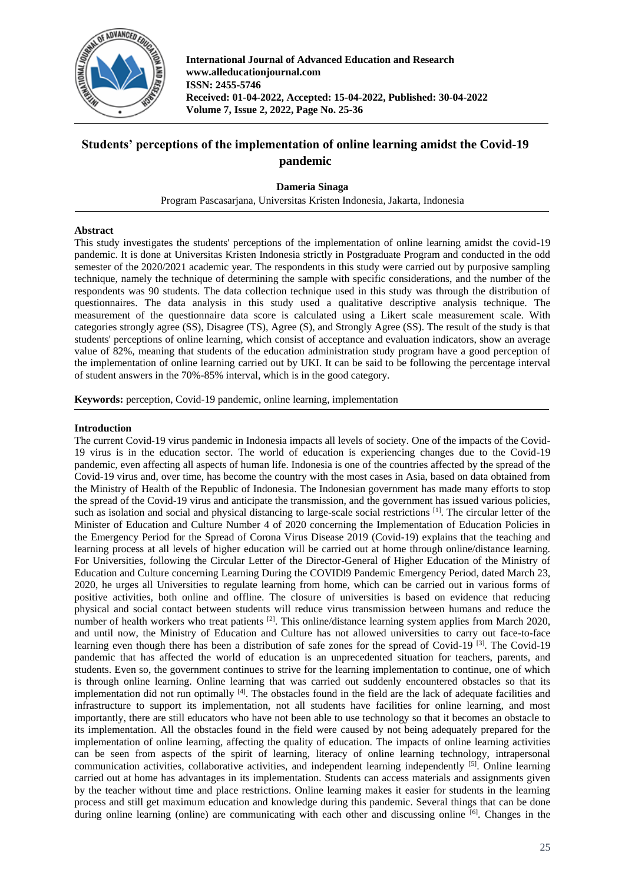# Students' perceptions of the implementation of online learning amidst the Covid-19 pandemic

**Dameria Sinaga**

Program Pascasarjana, Universitas Kristen Indonesia, Jakarta, Indonesia

## Abstract

This study investigates the students' perceptions of the implementation of online learning amidst the covid-19 pandemic. It is done at Universitas Kristen Indonesia strictly in Postgraduate Program and conducted in the odd semester of the 2020/2021 academic year. The respondents in this study were carried out by purposive sampling technique, namely the technique of determining the sample with specific considerations, and the number of the respondents was 90 students. The data collection technique used in this study was through the distribution of questionnaires. The data analysis in this study used a qualitative descriptive analysis technique. The measurement of the questionnaire data score is calculated using a Likert scale measurement scale. With categories strongly agree (SS), Disagree (TS), Agree (S), and Strongly Agree (SS). The result of the study is that students' perceptions of online learning, which consist of acceptance and evaluation indicators, show an average value of 82%, meaning that students of the education administration study program have a good perception of the implementation of online learning carried out by UKI. It can be said to be following the percentage interval of student answers in the 70%-85% interval, which is in the good category.

**Keywords:** perception, Covid-19 pandemic, online learning, implementation

## Introduction

The current Covid-19 virus pandemic in Indonesia impacts all levels of society. One of the impacts of the Covid-19 virus is in the education sector. The world of education is experiencing changes due to the Covid-19 pandemic, even affecting all aspects of human life. Indonesia is one of the countries affected by the spread of the Covid-19 virus and, over time, has become the country with the most cases in Asia, based on data obtained from the Ministry of Health of the Republic of Indonesia. The Indonesian government has made many efforts to stop the spread of the Covid-19 virus and anticipate the transmission, and the government has issued various policies, such as isolation and social and physical distancing to large-scale social restrictions [1]. The circular letter of the Minister of Education and Culture Number 4 of 2020 concerning the Implementation of Education Policies in the Emergency Period for the Spread of Corona Virus Disease 2019 (Covid-19) explains that the teaching and learning process at all levels of higher education will be carried out at home through online/distance learning. For Universities, following the Circular Letter of the Director-General of Higher Education of the Ministry of Education and Culture concerning Learning During the COVIDl9 Pandemic Emergency Period, dated March 23, 2020, he urges all Universities to regulate learning from home, which can be carried out in various forms of positive activities, both online and offline. The closure of universities is based on evidence that reducing physical and social contact between students will reduce virus transmission between humans and reduce the number of health workers who treat patients [2]. This online/distance learning system applies from March 2020, and until now, the Ministry of Education and Culture has not allowed universities to carry out face-to-face learning even though there has been a distribution of safe zones for the spread of Covid-19 [3]. The Covid-19 pandemic that has affected the world of education is an unprecedented situation for teachers, parents, and students. Even so, the government continues to strive for the learning implementation to continue, one of which is through online learning. Online learning that was carried out suddenly encountered obstacles so that its implementation did not run optimally [4]. The obstacles found in the field are the lack of adequate facilities and infrastructure to support its implementation, not all students have facilities for online learning, and most importantly, there are still educators who have not been able to use technology so that it becomes an obstacle to its implementation. All the obstacles found in the field were caused by not being adequately prepared for the implementation of online learning, affecting the quality of education. The impacts of online learning activities can be seen from aspects of the spirit of learning, literacy of online learning technology, intrapersonal communication activities, collaborative activities, and independent learning independently [5]. Online learning carried out at home has advantages in its implementation. Students can access materials and assignments given by the teacher without time and place restrictions. Online learning makes it easier for students in the learning process and still get maximum education and knowledge during this pandemic. Several things that can be done during online learning (online) are communicating with each other and discussing online [6]. Changes in the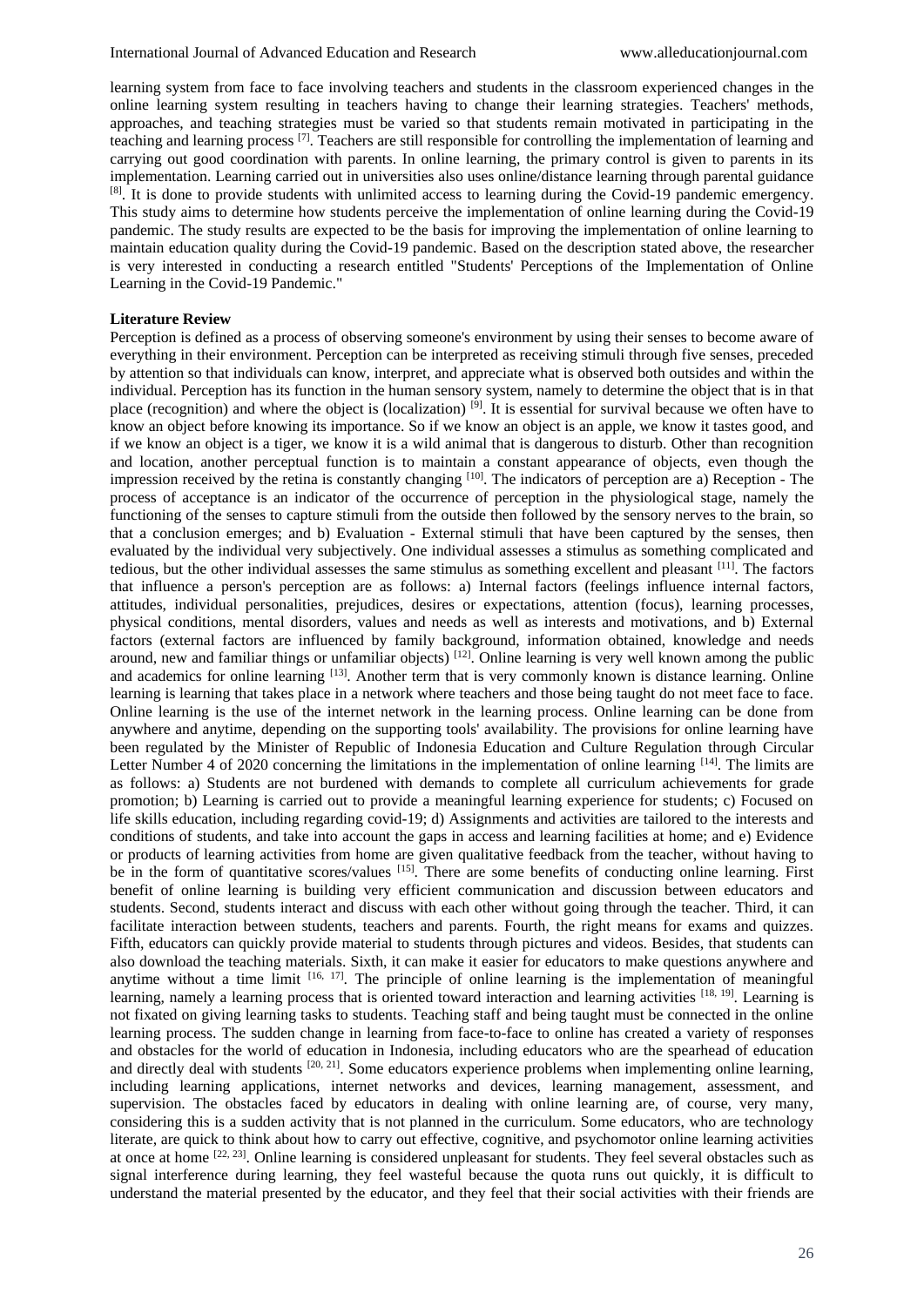learning system from face to face involving teachers and students in the classroom experienced changes in the online learning system resulting in teachers having to change their learning strategies. Teachers' methods, approaches, and teaching strategies must be varied so that students remain motivated in participating in the teaching and learning process [7]. Teachers are still responsible for controlling the implementation of learning and carrying out good coordination with parents. In online learning, the primary control is given to parents in its implementation. Learning carried out in universities also uses online/distance learning through parental guidance [8]. It is done to provide students with unlimited access to learning during the Covid-19 pandemic emergency. This study aims to determine how students perceive the implementation of online learning during the Covid-19 pandemic. The study results are expected to be the basis for improving the implementation of online learning to maintain education quality during the Covid-19 pandemic. Based on the description stated above, the researcher is very interested in conducting a research entitled "Students' Perceptions of the Implementation of Online Learning in the Covid-19 Pandemic."

**Literature Review**

Perception is defined as a process of observing someone's environment by using their senses to become aware of everything in their environment. Perception can be interpreted as receiving stimuli through five senses, preceded by attention so that individuals can know, interpret, and appreciate what is observed both outsides and within the individual. Perception has its function in the human sensory system, namely to determine the object that is in that place (recognition) and where the object is (localization) [9]. It is essential for survival because we often have to know an object before knowing its importance. So if we know an object is an apple, we know it tastes good, and if we know an object is a tiger, we know it is a wild animal that is dangerous to disturb. Other than recognition and location, another perceptual function is to maintain a constant appearance of objects, even though the impression received by the retina is constantly changing [10]. The indicators of perception are a) Reception - The process of acceptance is an indicator of the occurrence of perception in the physiological stage, namely the functioning of the senses to capture stimuli from the outside then followed by the sensory nerves to the brain, so that a conclusion emerges; and b) Evaluation - External stimuli that have been captured by the senses, then evaluated by the individual very subjectively. One individual assesses a stimulus as something complicated and tedious, but the other individual assesses the same stimulus as something excellent and pleasant [11]. The factors that influence a person's perception are as follows: a) Internal factors (feelings influence internal factors, attitudes, individual personalities, prejudices, desires or expectations, attention (focus), learning processes, physical conditions, mental disorders, values and needs as well as interests and motivations, and b) External factors (external factors are influenced by family background, information obtained, knowledge and needs around, new and familiar things or unfamiliar objects) [12]. Online learning is very well known among the public and academics for online learning [13]. Another term that is very commonly known is distance learning. Online learning is learning that takes place in a network where teachers and those being taught do not meet face to face. Online learning is the use of the internet network in the learning process. Online learning can be done from anywhere and anytime, depending on the supporting tools' availability. The provisions for online learning have been regulated by the Minister of Republic of Indonesia Education and Culture Regulation through Circular Letter Number 4 of 2020 concerning the limitations in the implementation of online learning [14]. The limits are as follows: a) Students are not burdened with demands to complete all curriculum achievements for grade promotion; b) Learning is carried out to provide a meaningful learning experience for students; c) Focused on life skills education, including regarding covid-19; d) Assignments and activities are tailored to the interests and conditions of students, and take into account the gaps in access and learning facilities at home; and e) Evidence or products of learning activities from home are given qualitative feedback from the teacher, without having to be in the form of quantitative scores/values [15]. There are some benefits of conducting online learning. First benefit of online learning is building very efficient communication and discussion between educators and students. Second, students interact and discuss with each other without going through the teacher. Third, it can facilitate interaction between students, teachers and parents. Fourth, the right means for exams and quizzes. Fifth, educators can quickly provide material to students through pictures and videos. Besides, that students can also download the teaching materials. Sixth, it can make it easier for educators to make questions anywhere and anytime without a time limit [16, 17]. The principle of online learning is the implementation of meaningful learning, namely a learning process that is oriented toward interaction and learning activities [18, 19]. Learning is not fixated on giving learning tasks to students. Teaching staff and being taught must be connected in the online learning process. The sudden change in learning from face-to-face to online has created a variety of responses and obstacles for the world of education in Indonesia, including educators who are the spearhead of education and directly deal with students [20, 21]. Some educators experience problems when implementing online learning, including learning applications, internet networks and devices, learning management, assessment, and supervision. The obstacles faced by educators in dealing with online learning are, of course, very many, considering this is a sudden activity that is not planned in the curriculum. Some educators, who are technology literate, are quick to think about how to carry out effective, cognitive, and psychomotor online learning activities at once at home [22, 23]. Online learning is considered unpleasant for students. They feel several obstacles such as signal interference during learning, they feel wasteful because the quota runs out quickly, it is difficult to understand the material presented by the educator, and they feel that their social activities with their friends are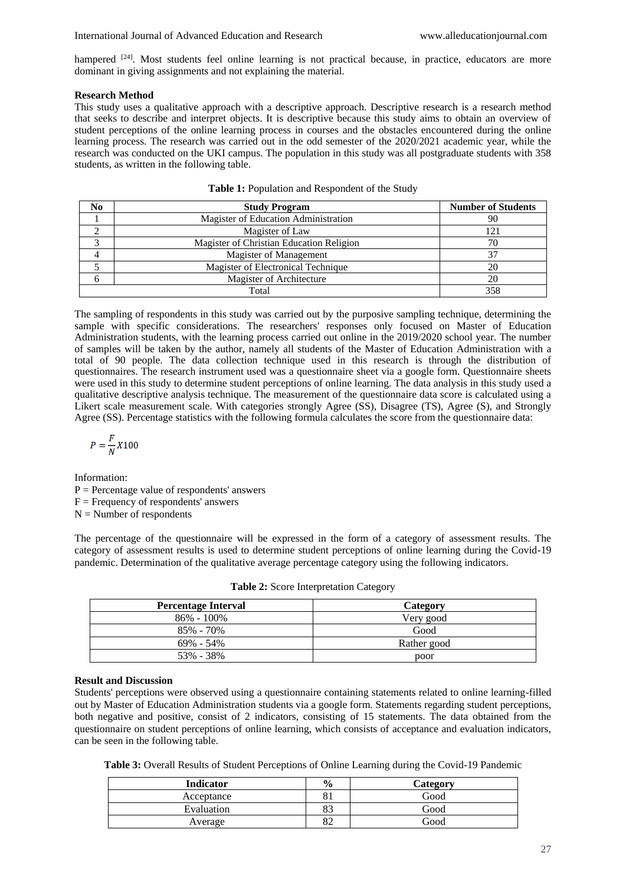hampered [24]. Most students feel online learning is not practical because, in practice, educators are more dominant in giving assignments and not explaining the material.

## Research Method

This study uses a qualitative approach with a descriptive approach. Descriptive research is a research method that seeks to describe and interpret objects. It is descriptive because this study aims to obtain an overview of student perceptions of the online learning process in courses and the obstacles encountered during the online learning process. The research was carried out in the odd semester of the 2020/2021 academic year, while the research was conducted on the UKI campus. The population in this study was all postgraduate students with 358 students, as written in the following table.

**Table 1:** Population and Respondent of the Study

| No | Study Program | Number of Students |
|---|---|---|
| 1 | Magister of Education Administration | 90 |
| 2 | Magister of Law | 121 |
| 3 | Magister of Christian Education Religion | 70 |
| 4 | Magister of Management | 37 |
| 5 | Magister of Electronical Technique | 20 |
| 6 | Magister of Architecture | 20 |
| Total | | 358 |

The sampling of respondents in this study was carried out by the purposive sampling technique, determining the sample with specific considerations. The researchers' responses only focused on Master of Education Administration students, with the learning process carried out online in the 2019/2020 school year. The number of samples will be taken by the author, namely all students of the Master of Education Administration with a total of 90 people. The data collection technique used in this research is through the distribution of questionnaires. The research instrument used was a questionnaire sheet via a google form. Questionnaire sheets were used in this study to determine student perceptions of online learning. The data analysis in this study used a qualitative descriptive analysis technique. The measurement of the questionnaire data score is calculated using a Likert scale measurement scale. With categories strongly Agree (SS), Disagree (TS), Agree (S), and Strongly Agree (SS). Percentage statistics with the following formula calculates the score from the questionnaire data:

$$P = \frac{F}{N} X100$$

Information:
P = Percentage value of respondents' answers
F = Frequency of respondents' answers
N = Number of respondents

The percentage of the questionnaire will be expressed in the form of a category of assessment results. The category of assessment results is used to determine student perceptions of online learning during the Covid-19 pandemic. Determination of the qualitative average percentage category using the following indicators.

**Table 2:** Score Interpretation Category

| Percentage Interval | Category |
|---|---|
| 86% - 100% | Very good |
| 85% - 70% | Good |
| 69% - 54% | Rather good |
| 53% - 38% | poor |

## Result and Discussion

Students' perceptions were observed using a questionnaire containing statements related to online learning-filled out by Master of Education Administration students via a google form. Statements regarding student perceptions, both negative and positive, consist of 2 indicators, consisting of 15 statements. The data obtained from the questionnaire on student perceptions of online learning, which consists of acceptance and evaluation indicators, can be seen in the following table.

**Table 3:** Overall Results of Student Perceptions of Online Learning during the Covid-19 Pandemic

| Indicator | % | Category |
|---|---|---|
| Acceptance | 81 | Good |
| Evaluation | 83 | Good |
| Average | 82 | Good |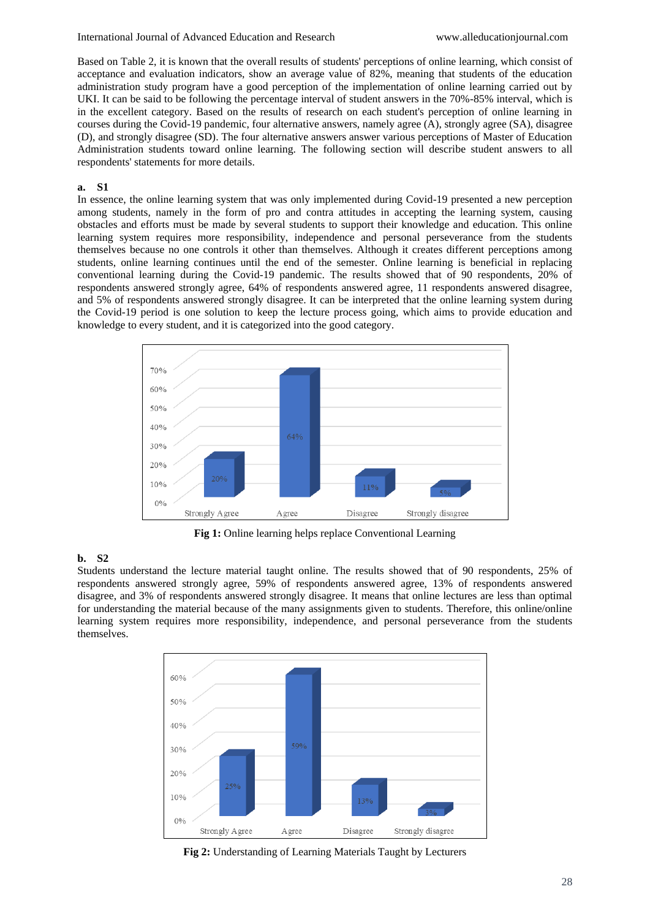Based on Table 2, it is known that the overall results of students' perceptions of online learning, which consist of acceptance and evaluation indicators, show an average value of 82%, meaning that students of the education administration study program have a good perception of the implementation of online learning carried out by UKI. It can be said to be following the percentage interval of student answers in the 70%-85% interval, which is in the excellent category. Based on the results of research on each student's perception of online learning in courses during the Covid-19 pandemic, four alternative answers, namely agree (A), strongly agree (SA), disagree (D), and strongly disagree (SD). The four alternative answers answer various perceptions of Master of Education Administration students toward online learning. The following section will describe student answers to all respondents' statements for more details.

**a. S1**

In essence, the online learning system that was only implemented during Covid-19 presented a new perception among students, namely in the form of pro and contra attitudes in accepting the learning system, causing obstacles and efforts must be made by several students to support their knowledge and education. This online learning system requires more responsibility, independence and personal perseverance from the students themselves because no one controls it other than themselves. Although it creates different perceptions among students, online learning continues until the end of the semester. Online learning is beneficial in replacing conventional learning during the Covid-19 pandemic. The results showed that of 90 respondents, 20% of respondents answered strongly agree, 64% of respondents answered agree, 11 respondents answered disagree, and 5% of respondents answered strongly disagree. It can be interpreted that the online learning system during the Covid-19 period is one solution to keep the lecture process going, which aims to provide education and knowledge to every student, and it is categorized into the good category.

| Response | Percentage |
|---|---|
| Strongly Agree | 20% |
| Agree | 64% |
| Disagree | 11% |
| Strongly disagree | 5% |

**Fig 1:** Online learning helps replace Conventional Learning

**b. S2**

Students understand the lecture material taught online. The results showed that of 90 respondents, 25% of respondents answered strongly agree, 59% of respondents answered agree, 13% of respondents answered disagree, and 3% of respondents answered strongly disagree. It means that online lectures are less than optimal for understanding the material because of the many assignments given to students. Therefore, this online/online learning system requires more responsibility, independence, and personal perseverance from the students themselves.

| Response | Percentage |
|---|---|
| Strongly Agree | 25% |
| Agree | 59% |
| Disagree | 13% |
| Strongly disagree | 3% |

**Fig 2:** Understanding of Learning Materials Taught by Lecturers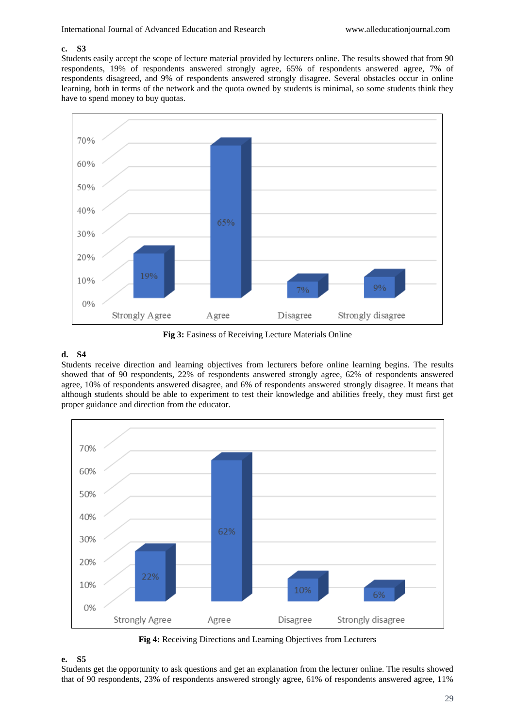**c. S3**

Students easily accept the scope of lecture material provided by lecturers online. The results showed that from 90 respondents, 19% of respondents answered strongly agree, 65% of respondents answered agree, 7% of respondents disagreed, and 9% of respondents answered strongly disagree. Several obstacles occur in online learning, both in terms of the network and the quota owned by students is minimal, so some students think they have to spend money to buy quotas.

**Fig 3:** Easiness of Receiving Lecture Materials Online

**d. S4**

Students receive direction and learning objectives from lecturers before online learning begins. The results showed that of 90 respondents, 22% of respondents answered strongly agree, 62% of respondents answered agree, 10% of respondents answered disagree, and 6% of respondents answered strongly disagree. It means that although students should be able to experiment to test their knowledge and abilities freely, they must first get proper guidance and direction from the educator.

**Fig 4:** Receiving Directions and Learning Objectives from Lecturers

**e. S5**

Students get the opportunity to ask questions and get an explanation from the lecturer online. The results showed that of 90 respondents, 23% of respondents answered strongly agree, 61% of respondents answered agree, 11%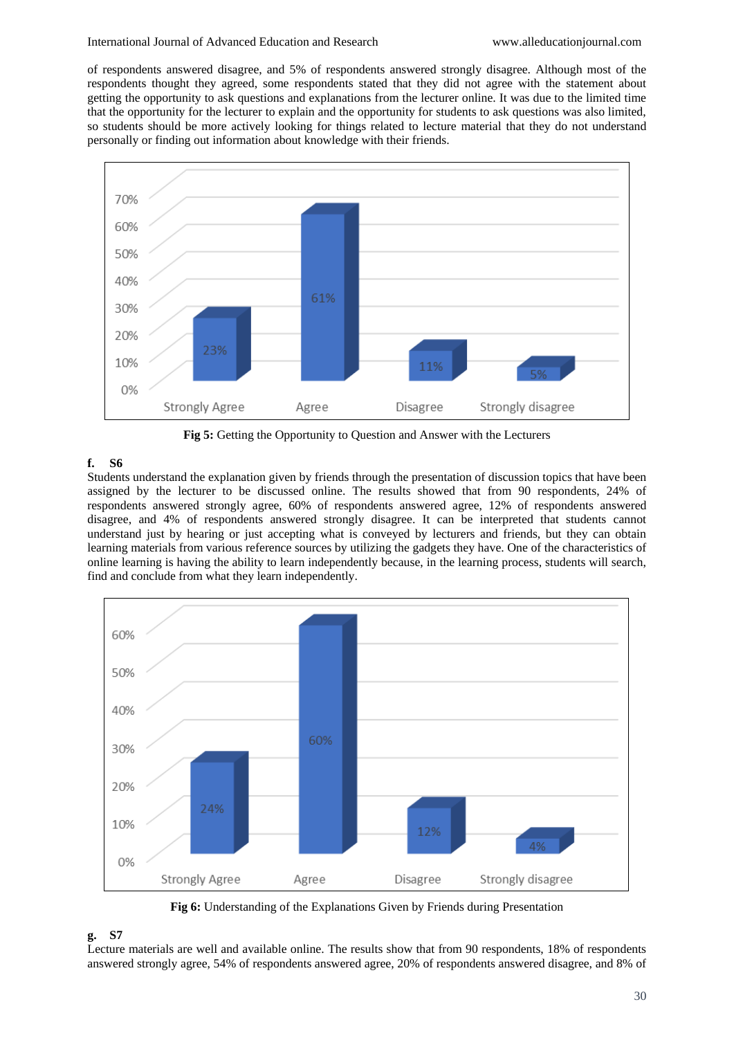of respondents answered disagree, and 5% of respondents answered strongly disagree. Although most of the respondents thought they agreed, some respondents stated that they did not agree with the statement about getting the opportunity to ask questions and explanations from the lecturer online. It was due to the limited time that the opportunity for the lecturer to explain and the opportunity for students to ask questions was also limited, so students should be more actively looking for things related to lecture material that they do not understand personally or finding out information about knowledge with their friends.

**Fig 5:** Getting the Opportunity to Question and Answer with the Lecturers

**f. S6**

Students understand the explanation given by friends through the presentation of discussion topics that have been assigned by the lecturer to be discussed online. The results showed that from 90 respondents, 24% of respondents answered strongly agree, 60% of respondents answered agree, 12% of respondents answered disagree, and 4% of respondents answered strongly disagree. It can be interpreted that students cannot understand just by hearing or just accepting what is conveyed by lecturers and friends, but they can obtain learning materials from various reference sources by utilizing the gadgets they have. One of the characteristics of online learning is having the ability to learn independently because, in the learning process, students will search, find and conclude from what they learn independently.

**Fig 6:** Understanding of the Explanations Given by Friends during Presentation

**g. S7**

Lecture materials are well and available online. The results show that from 90 respondents, 18% of respondents answered strongly agree, 54% of respondents answered agree, 20% of respondents answered disagree, and 8% of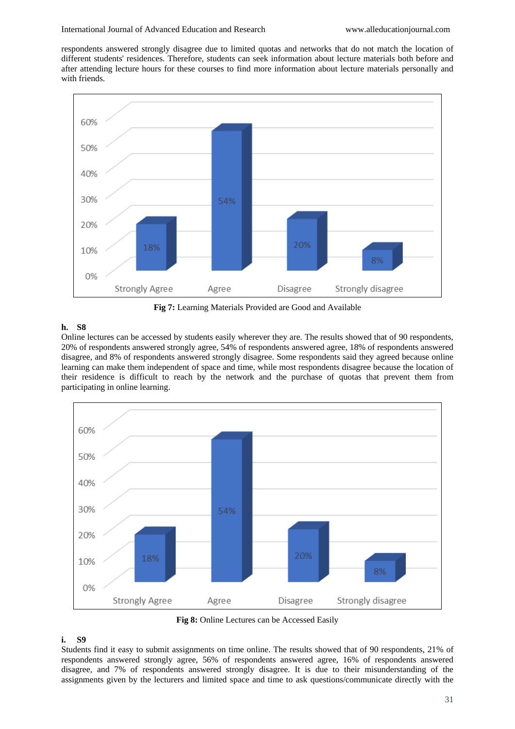respondents answered strongly disagree due to limited quotas and networks that do not match the location of different students' residences. Therefore, students can seek information about lecture materials both before and after attending lecture hours for these courses to find more information about lecture materials personally and with friends.

**Fig 7:** Learning Materials Provided are Good and Available

**h. S8**

Online lectures can be accessed by students easily wherever they are. The results showed that of 90 respondents, 20% of respondents answered strongly agree, 54% of respondents answered agree, 18% of respondents answered disagree, and 8% of respondents answered strongly disagree. Some respondents said they agreed because online learning can make them independent of space and time, while most respondents disagree because the location of their residence is difficult to reach by the network and the purchase of quotas that prevent them from participating in online learning.

**Fig 8:** Online Lectures can be Accessed Easily

**i. S9**

Students find it easy to submit assignments on time online. The results showed that of 90 respondents, 21% of respondents answered strongly agree, 56% of respondents answered agree, 16% of respondents answered disagree, and 7% of respondents answered strongly disagree. It is due to their misunderstanding of the assignments given by the lecturers and limited space and time to ask questions/communicate directly with the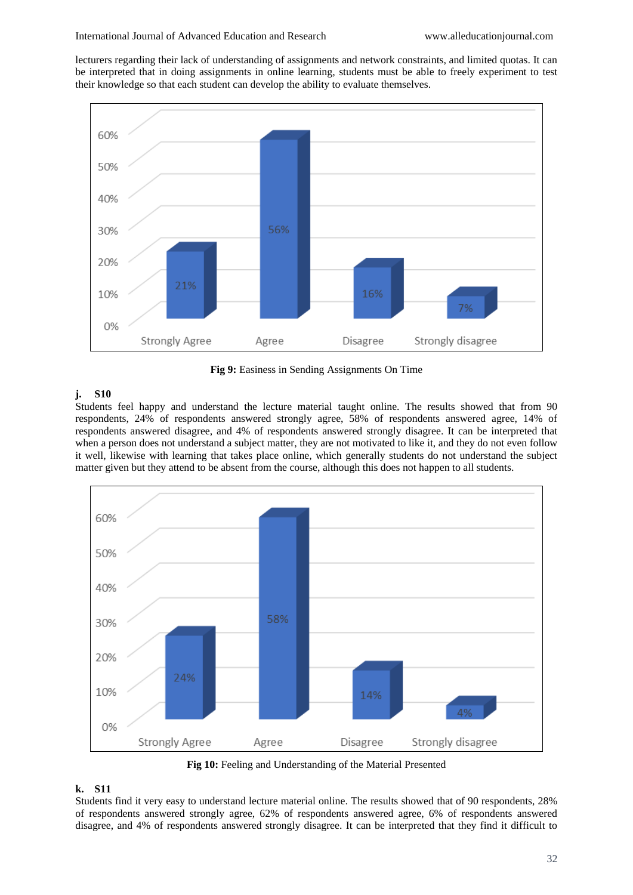lecturers regarding their lack of understanding of assignments and network constraints, and limited quotas. It can be interpreted that in doing assignments in online learning, students must be able to freely experiment to test their knowledge so that each student can develop the ability to evaluate themselves.

**Fig 9:** Easiness in Sending Assignments On Time

### j. S10

Students feel happy and understand the lecture material taught online. The results showed that from 90 respondents, 24% of respondents answered strongly agree, 58% of respondents answered agree, 14% of respondents answered disagree, and 4% of respondents answered strongly disagree. It can be interpreted that when a person does not understand a subject matter, they are not motivated to like it, and they do not even follow it well, likewise with learning that takes place online, which generally students do not understand the subject matter given but they attend to be absent from the course, although this does not happen to all students.

**Fig 10:** Feeling and Understanding of the Material Presented

### k. S11

Students find it very easy to understand lecture material online. The results showed that of 90 respondents, 28% of respondents answered strongly agree, 62% of respondents answered agree, 6% of respondents answered disagree, and 4% of respondents answered strongly disagree. It can be interpreted that they find it difficult to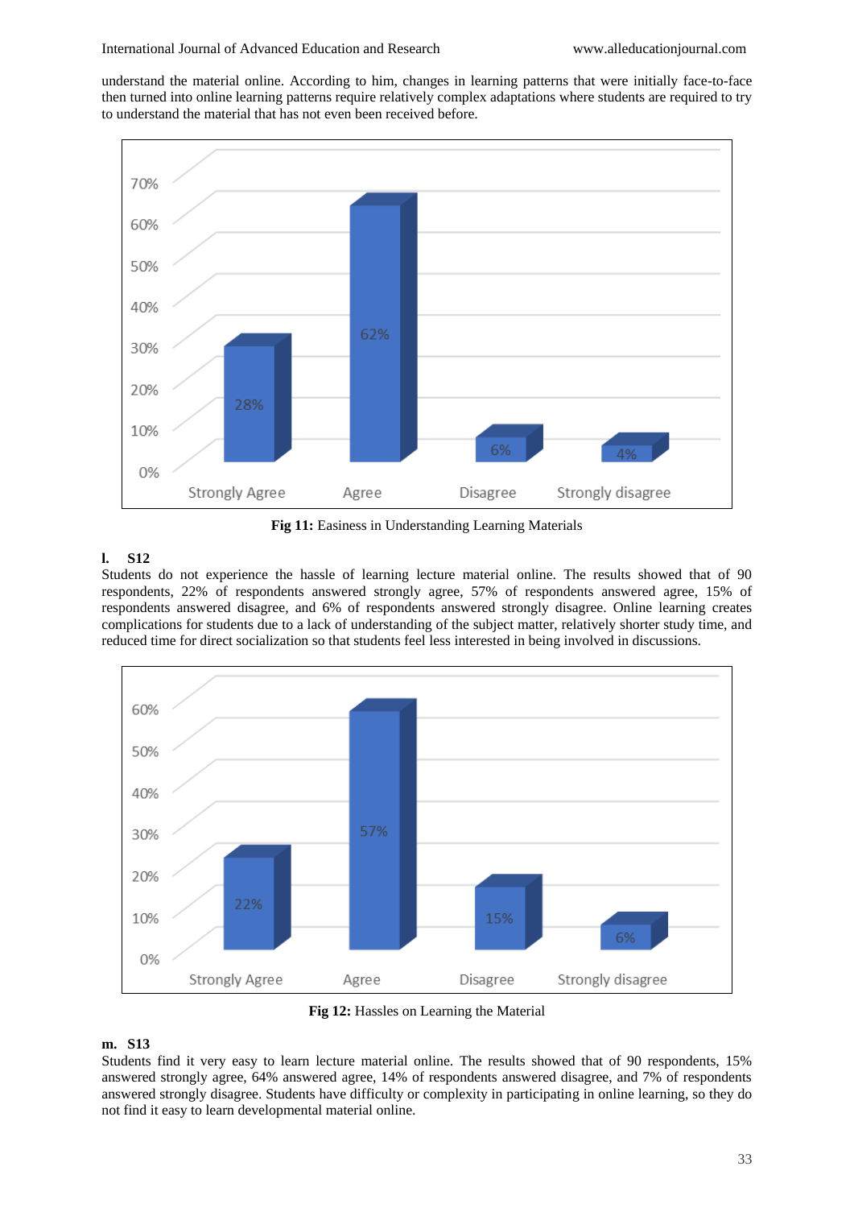understand the material online. According to him, changes in learning patterns that were initially face-to-face then turned into online learning patterns require relatively complex adaptations where students are required to try to understand the material that has not even been received before.

**Fig 11:** Easiness in Understanding Learning Materials

### l. S12

Students do not experience the hassle of learning lecture material online. The results showed that of 90 respondents, 22% of respondents answered strongly agree, 57% of respondents answered agree, 15% of respondents answered disagree, and 6% of respondents answered strongly disagree. Online learning creates complications for students due to a lack of understanding of the subject matter, relatively shorter study time, and reduced time for direct socialization so that students feel less interested in being involved in discussions.

**Fig 12:** Hassles on Learning the Material

### m. S13

Students find it very easy to learn lecture material online. The results showed that of 90 respondents, 15% answered strongly agree, 64% answered agree, 14% of respondents answered disagree, and 7% of respondents answered strongly disagree. Students have difficulty or complexity in participating in online learning, so they do not find it easy to learn developmental material online.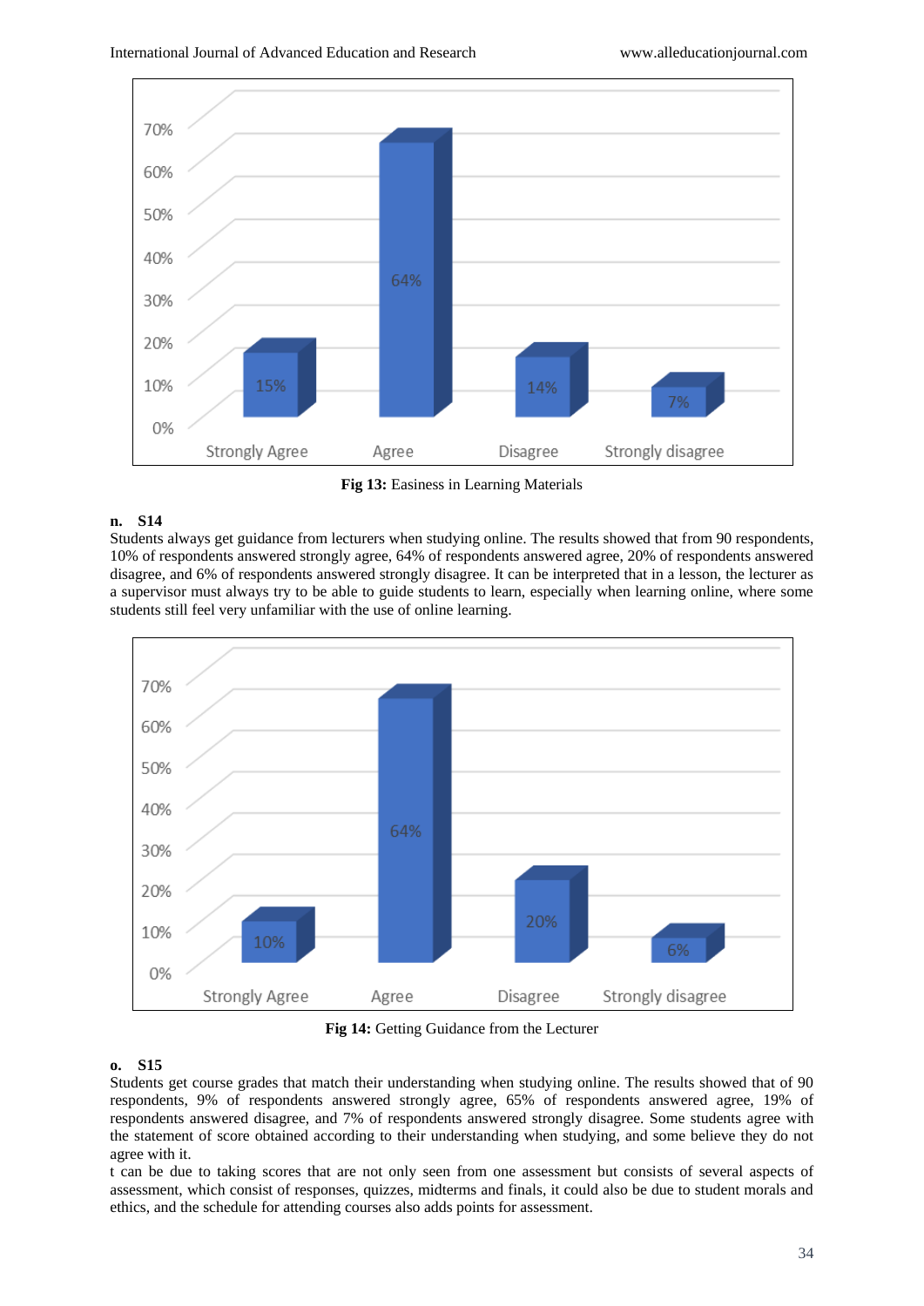Fig 13: Easiness in Learning Materials

**n. S14**

Students always get guidance from lecturers when studying online. The results showed that from 90 respondents, 10% of respondents answered strongly agree, 64% of respondents answered agree, 20% of respondents answered disagree, and 6% of respondents answered strongly disagree. It can be interpreted that in a lesson, the lecturer as a supervisor must always try to be able to guide students to learn, especially when learning online, where some students still feel very unfamiliar with the use of online learning.

Fig 14: Getting Guidance from the Lecturer

**o. S15**

Students get course grades that match their understanding when studying online. The results showed that of 90 respondents, 9% of respondents answered strongly agree, 65% of respondents answered agree, 19% of respondents answered disagree, and 7% of respondents answered strongly disagree. Some students agree with the statement of score obtained according to their understanding when studying, and some believe they do not agree with it.

t can be due to taking scores that are not only seen from one assessment but consists of several aspects of assessment, which consist of responses, quizzes, midterms and finals, it could also be due to student morals and ethics, and the schedule for attending courses also adds points for assessment.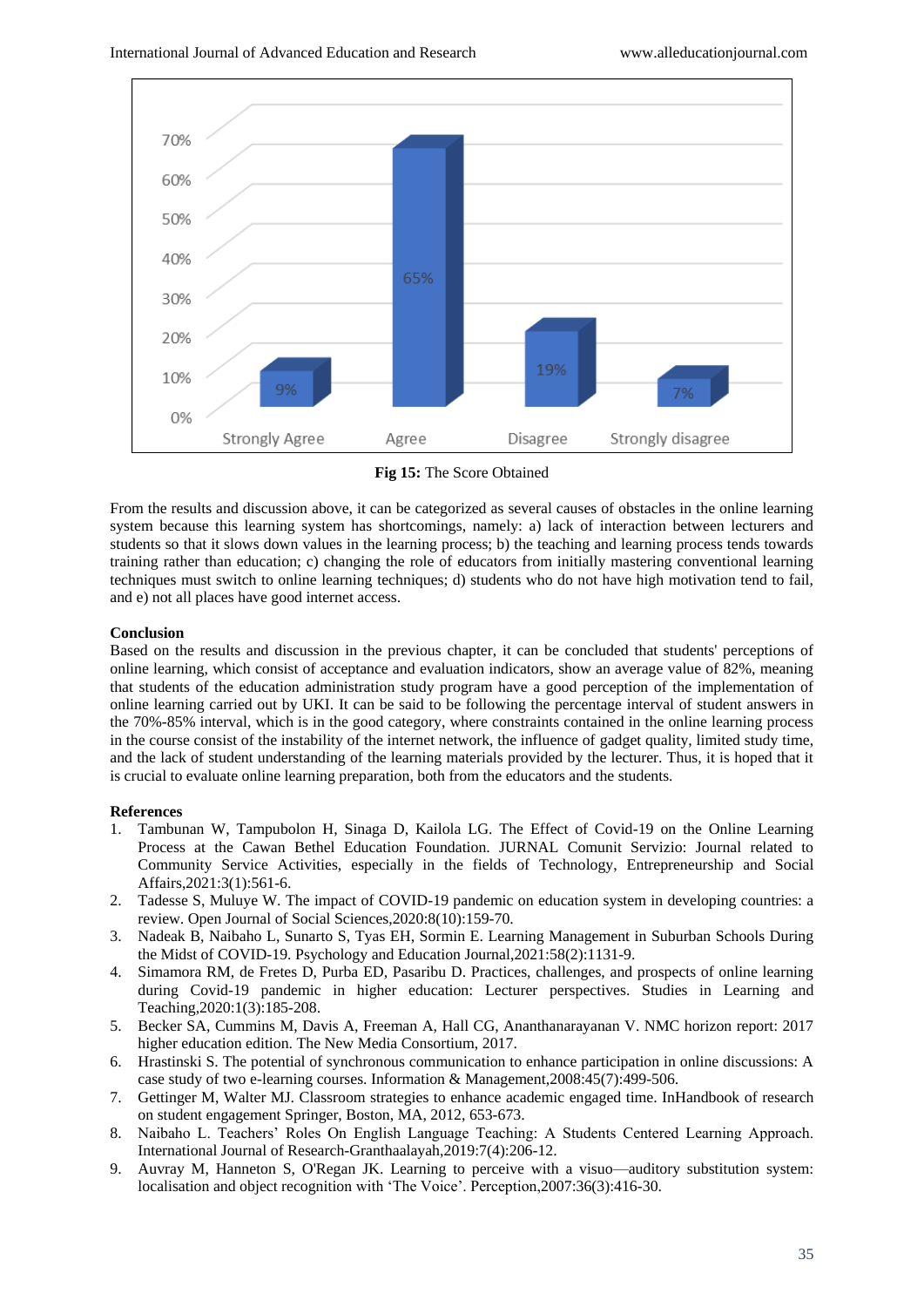**Fig 15:** The Score Obtained

From the results and discussion above, it can be categorized as several causes of obstacles in the online learning system because this learning system has shortcomings, namely: a) lack of interaction between lecturers and students so that it slows down values in the learning process; b) the teaching and learning process tends towards training rather than education; c) changing the role of educators from initially mastering conventional learning techniques must switch to online learning techniques; d) students who do not have high motivation tend to fail, and e) not all places have good internet access.

## Conclusion

Based on the results and discussion in the previous chapter, it can be concluded that students' perceptions of online learning, which consist of acceptance and evaluation indicators, show an average value of 82%, meaning that students of the education administration study program have a good perception of the implementation of online learning carried out by UKI. It can be said to be following the percentage interval of student answers in the 70%-85% interval, which is in the good category, where constraints contained in the online learning process in the course consist of the instability of the internet network, the influence of gadget quality, limited study time, and the lack of student understanding of the learning materials provided by the lecturer. Thus, it is hoped that it is crucial to evaluate online learning preparation, both from the educators and the students.

## References

1. Tambunan W, Tampubolon H, Sinaga D, Kailola LG. The Effect of Covid-19 on the Online Learning Process at the Cawan Bethel Education Foundation. JURNAL Comunit Servizio: Journal related to Community Service Activities, especially in the fields of Technology, Entrepreneurship and Social Affairs,2021:3(1):561-6.
2. Tadesse S, Muluye W. The impact of COVID-19 pandemic on education system in developing countries: a review. Open Journal of Social Sciences,2020:8(10):159-70.
3. Nadeak B, Naibaho L, Sunarto S, Tyas EH, Sormin E. Learning Management in Suburban Schools During the Midst of COVID-19. Psychology and Education Journal,2021:58(2):1131-9.
4. Simamora RM, de Fretes D, Purba ED, Pasaribu D. Practices, challenges, and prospects of online learning during Covid-19 pandemic in higher education: Lecturer perspectives. Studies in Learning and Teaching,2020:1(3):185-208.
5. Becker SA, Cummins M, Davis A, Freeman A, Hall CG, Ananthanarayanan V. NMC horizon report: 2017 higher education edition. The New Media Consortium, 2017.
6. Hrastinski S. The potential of synchronous communication to enhance participation in online discussions: A case study of two e-learning courses. Information & Management,2008:45(7):499-506.
7. Gettinger M, Walter MJ. Classroom strategies to enhance academic engaged time. InHandbook of research on student engagement Springer, Boston, MA, 2012, 653-673.
8. Naibaho L. Teachers' Roles On English Language Teaching: A Students Centered Learning Approach. International Journal of Research-Granthaalayah,2019:7(4):206-12.
9. Auvray M, Hanneton S, O'Regan JK. Learning to perceive with a visuo—auditory substitution system: localisation and object recognition with 'The Voice'. Perception,2007:36(3):416-30.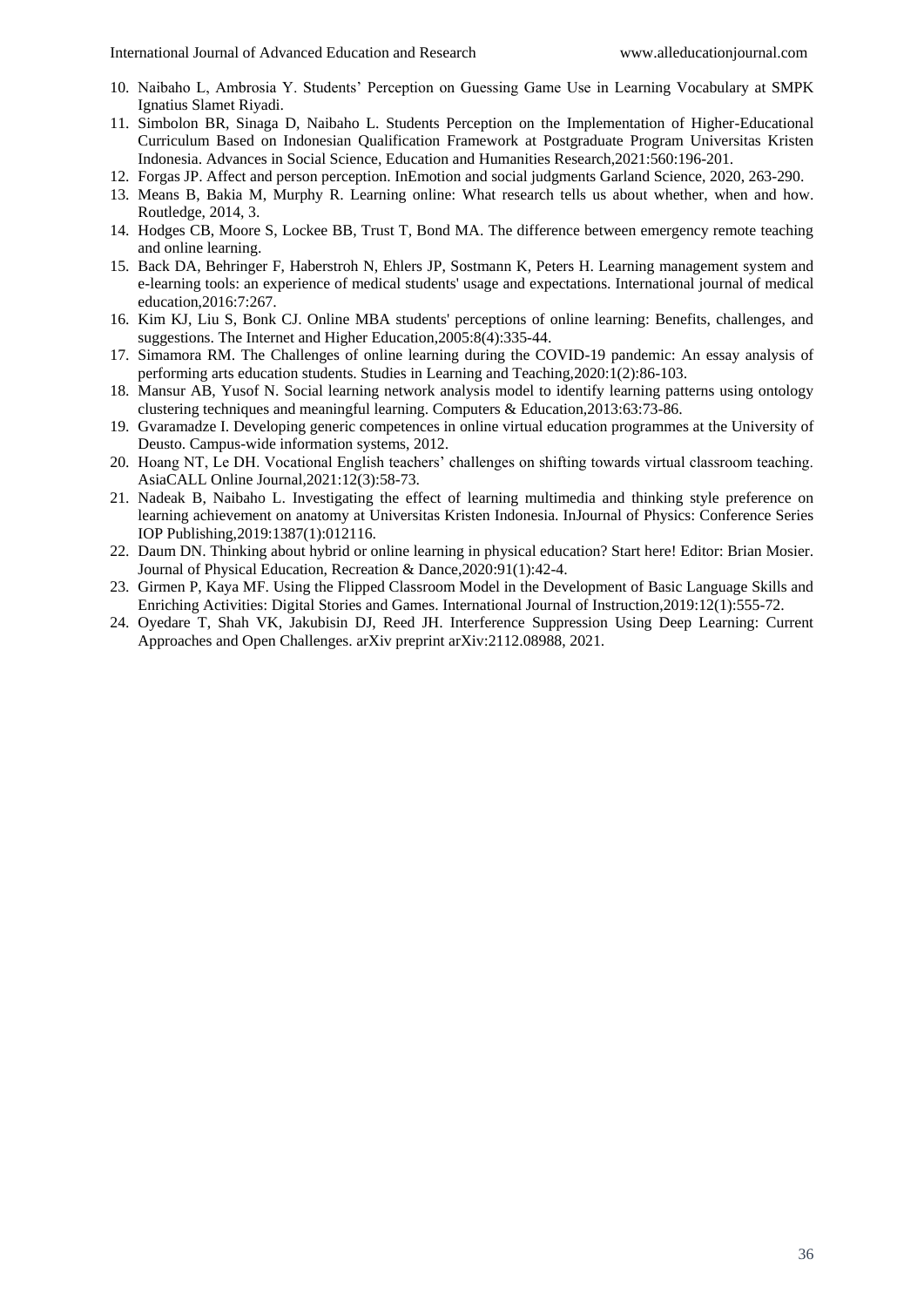10. Naibaho L, Ambrosia Y. Students' Perception on Guessing Game Use in Learning Vocabulary at SMPK Ignatius Slamet Riyadi.
11. Simbolon BR, Sinaga D, Naibaho L. Students Perception on the Implementation of Higher-Educational Curriculum Based on Indonesian Qualification Framework at Postgraduate Program Universitas Kristen Indonesia. Advances in Social Science, Education and Humanities Research,2021:560:196-201.
12. Forgas JP. Affect and person perception. InEmotion and social judgments Garland Science, 2020, 263-290.
13. Means B, Bakia M, Murphy R. Learning online: What research tells us about whether, when and how. Routledge, 2014, 3.
14. Hodges CB, Moore S, Lockee BB, Trust T, Bond MA. The difference between emergency remote teaching and online learning.
15. Back DA, Behringer F, Haberstroh N, Ehlers JP, Sostmann K, Peters H. Learning management system and e-learning tools: an experience of medical students' usage and expectations. International journal of medical education,2016:7:267.
16. Kim KJ, Liu S, Bonk CJ. Online MBA students' perceptions of online learning: Benefits, challenges, and suggestions. The Internet and Higher Education,2005:8(4):335-44.
17. Simamora RM. The Challenges of online learning during the COVID-19 pandemic: An essay analysis of performing arts education students. Studies in Learning and Teaching,2020:1(2):86-103.
18. Mansur AB, Yusof N. Social learning network analysis model to identify learning patterns using ontology clustering techniques and meaningful learning. Computers & Education,2013:63:73-86.
19. Gvaramadze I. Developing generic competences in online virtual education programmes at the University of Deusto. Campus-wide information systems, 2012.
20. Hoang NT, Le DH. Vocational English teachers' challenges on shifting towards virtual classroom teaching. AsiaCALL Online Journal,2021:12(3):58-73.
21. Nadeak B, Naibaho L. Investigating the effect of learning multimedia and thinking style preference on learning achievement on anatomy at Universitas Kristen Indonesia. InJournal of Physics: Conference Series IOP Publishing,2019:1387(1):012116.
22. Daum DN. Thinking about hybrid or online learning in physical education? Start here! Editor: Brian Mosier. Journal of Physical Education, Recreation & Dance,2020:91(1):42-4.
23. Girmen P, Kaya MF. Using the Flipped Classroom Model in the Development of Basic Language Skills and Enriching Activities: Digital Stories and Games. International Journal of Instruction,2019:12(1):555-72.
24. Oyedare T, Shah VK, Jakubisin DJ, Reed JH. Interference Suppression Using Deep Learning: Current Approaches and Open Challenges. arXiv preprint arXiv:2112.08988, 2021.